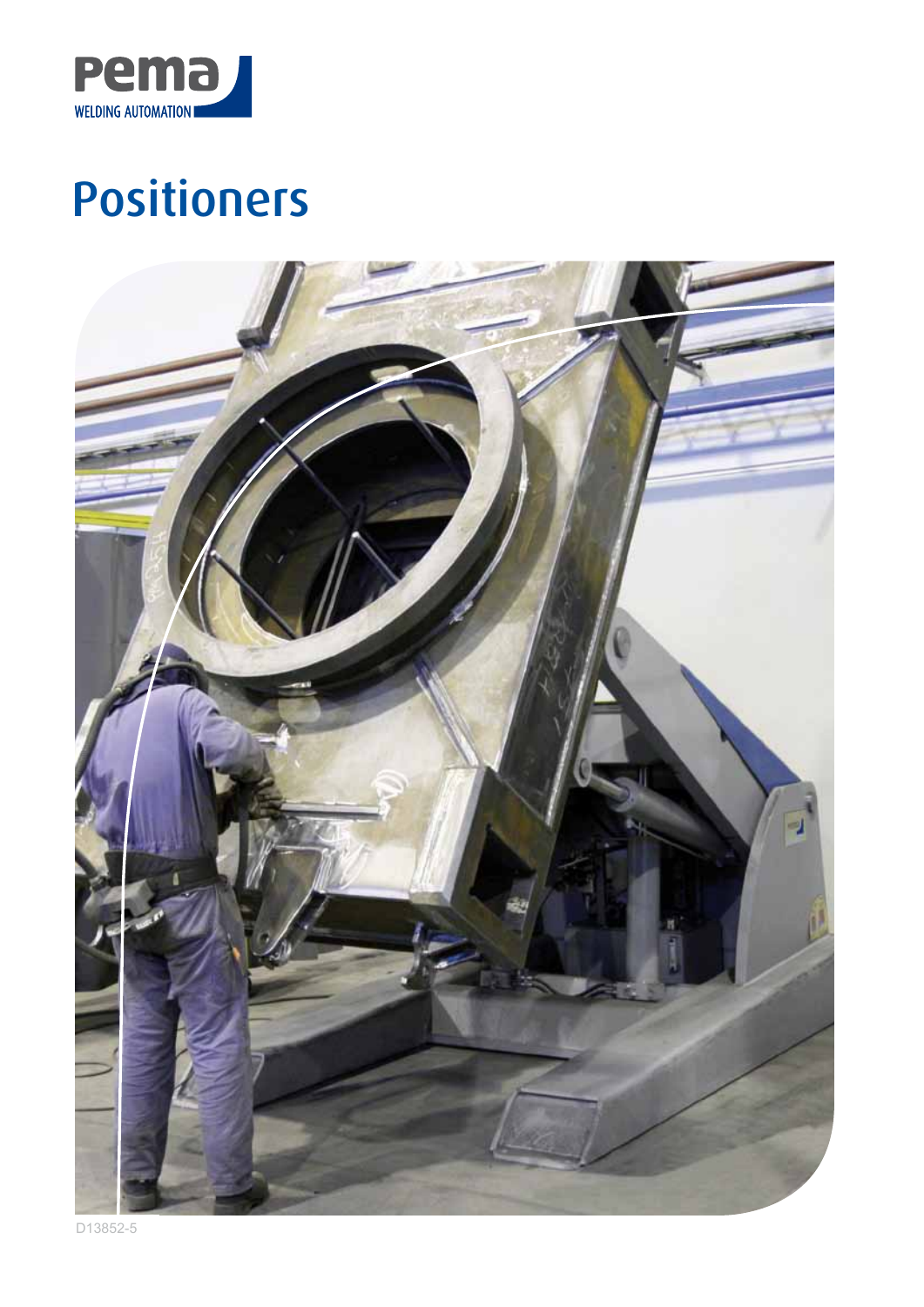Pema

WELDING AUTOMATION

# Positioners

D13852-5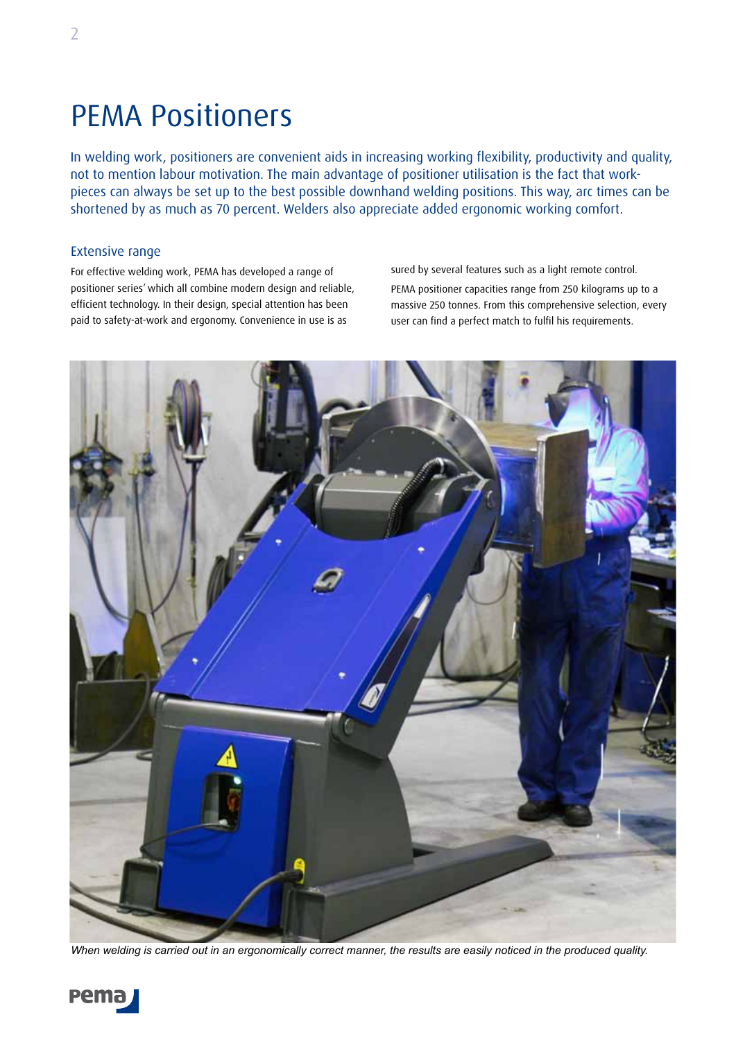# PEMA Positioners

In welding work, positioners are convenient aids in increasing working flexibility, productivity and quality, not to mention labour motivation. The main advantage of positioner utilisation is the fact that work-pieces can always be set up to the best possible downhand welding positions. This way, arc times can be shortened by as much as 70 percent. Welders also appreciate added ergonomic working comfort.

## Extensive range

For effective welding work, PEMA has developed a range of positioner series' which all combine modern design and reliable, efficient technology. In their design, special attention has been paid to safety-at-work and ergonomy. Convenience in use is assured by several features such as a light remote control.

PEMA positioner capacities range from 250 kilograms up to a massive 250 tonnes. From this comprehensive selection, every user can find a perfect match to fulfil his requirements.

*When welding is carried out in an ergonomically correct manner, the results are easily noticed in the produced quality.*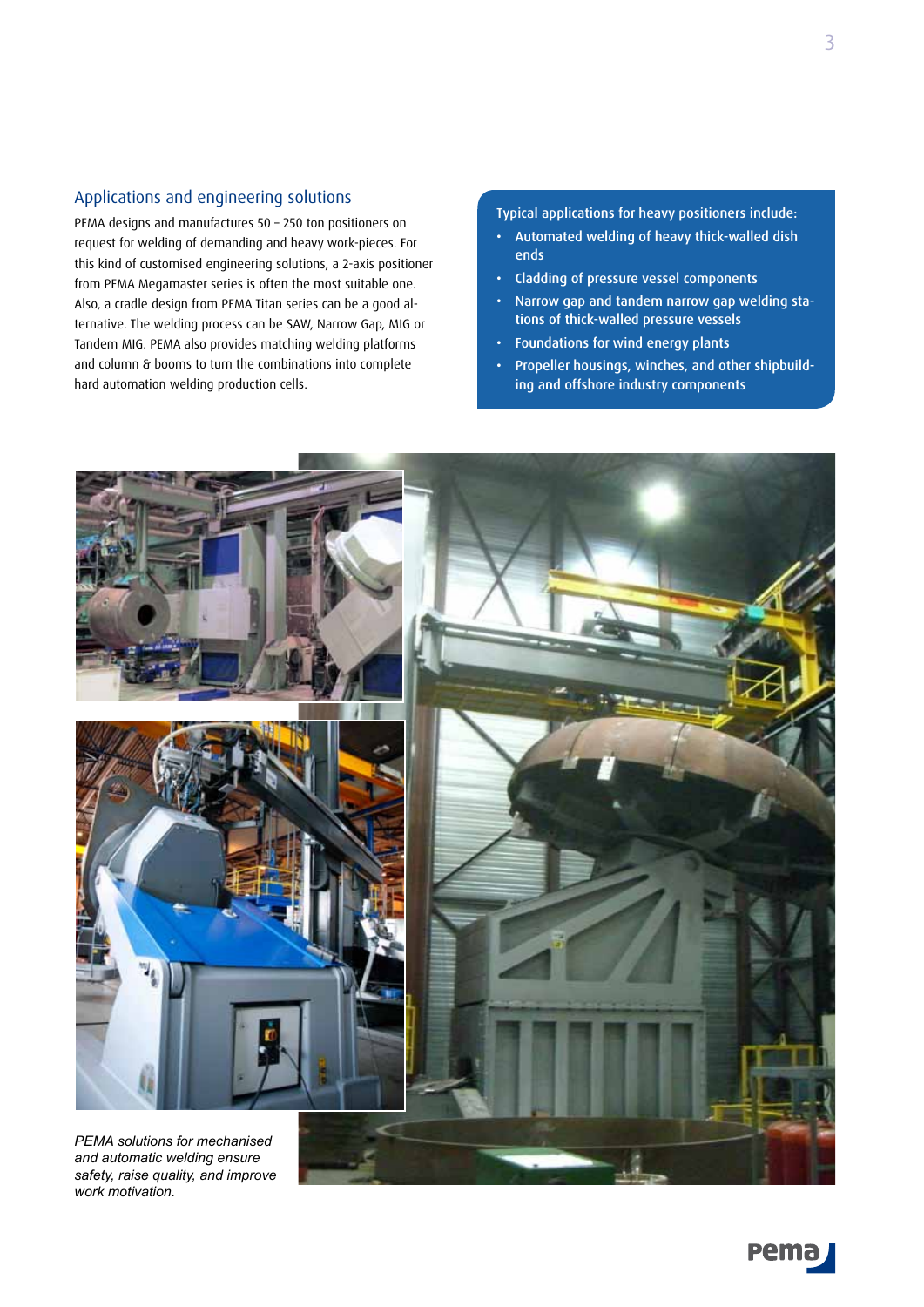## Applications and engineering solutions

PEMA designs and manufactures 50 – 250 ton positioners on request for welding of demanding and heavy work-pieces. For this kind of customised engineering solutions, a 2-axis positioner from PEMA Megamaster series is often the most suitable one. Also, a cradle design from PEMA Titan series can be a good alternative. The welding process can be SAW, Narrow Gap, MIG or Tandem MIG. PEMA also provides matching welding platforms and column & booms to turn the combinations into complete hard automation welding production cells.

Typical applications for heavy positioners include:

- Automated welding of heavy thick-walled dish ends
- Cladding of pressure vessel components
- Narrow gap and tandem narrow gap welding stations of thick-walled pressure vessels
- Foundations for wind energy plants
- Propeller housings, winches, and other shipbuilding and offshore industry components

*PEMA solutions for mechanised and automatic welding ensure safety, raise quality, and improve work motivation.*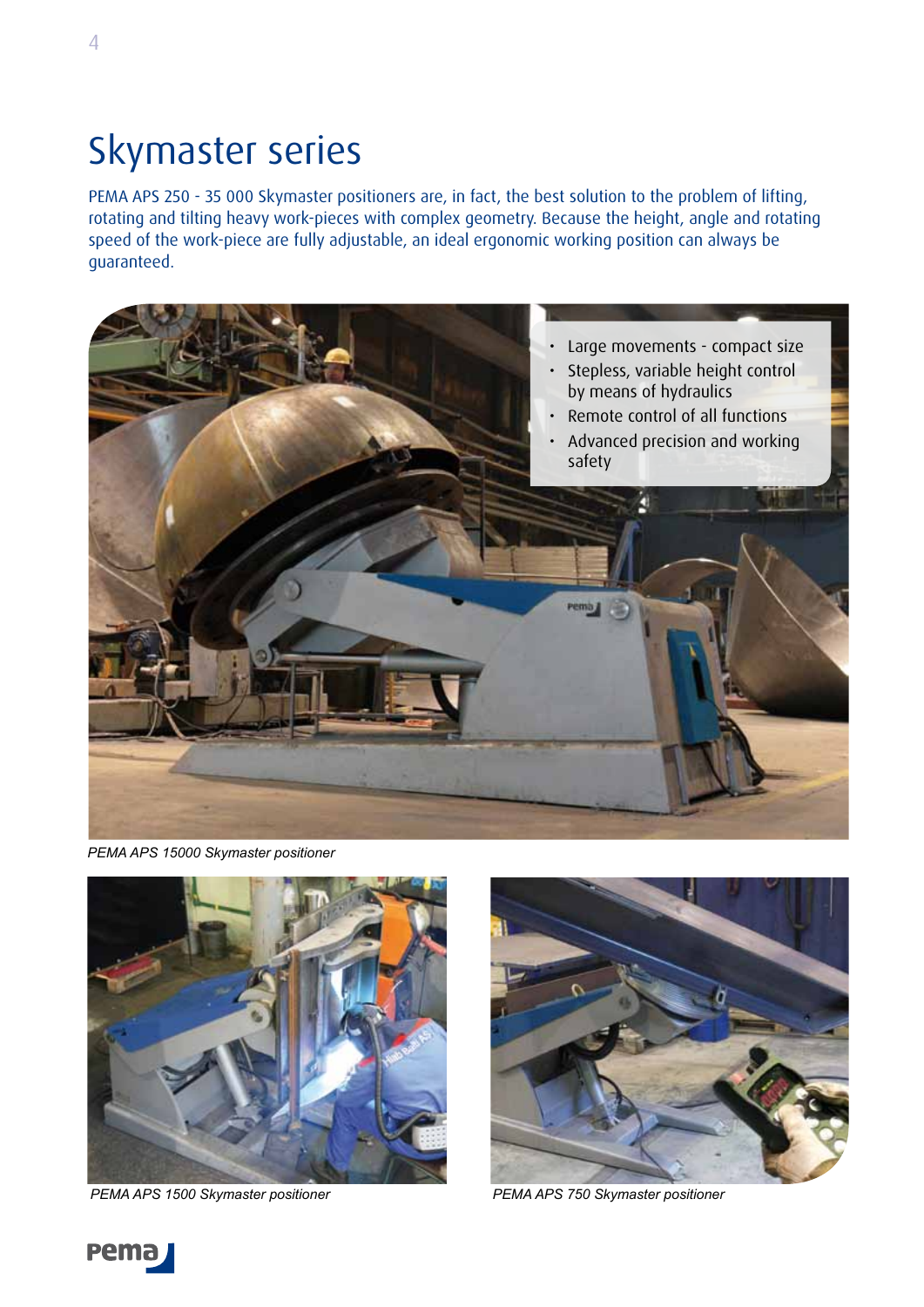# Skymaster series

PEMA APS 250 - 35 000 Skymaster positioners are, in fact, the best solution to the problem of lifting, rotating and tilting heavy work-pieces with complex geometry. Because the height, angle and rotating speed of the work-piece are fully adjustable, an ideal ergonomic working position can always be guaranteed.

- Large movements - compact size
- Stepless, variable height control by means of hydraulics
- Remote control of all functions
- Advanced precision and working safety

*PEMA APS 15000 Skymaster positioner*

*PEMA APS 1500 Skymaster positioner*

*PEMA APS 750 Skymaster positioner*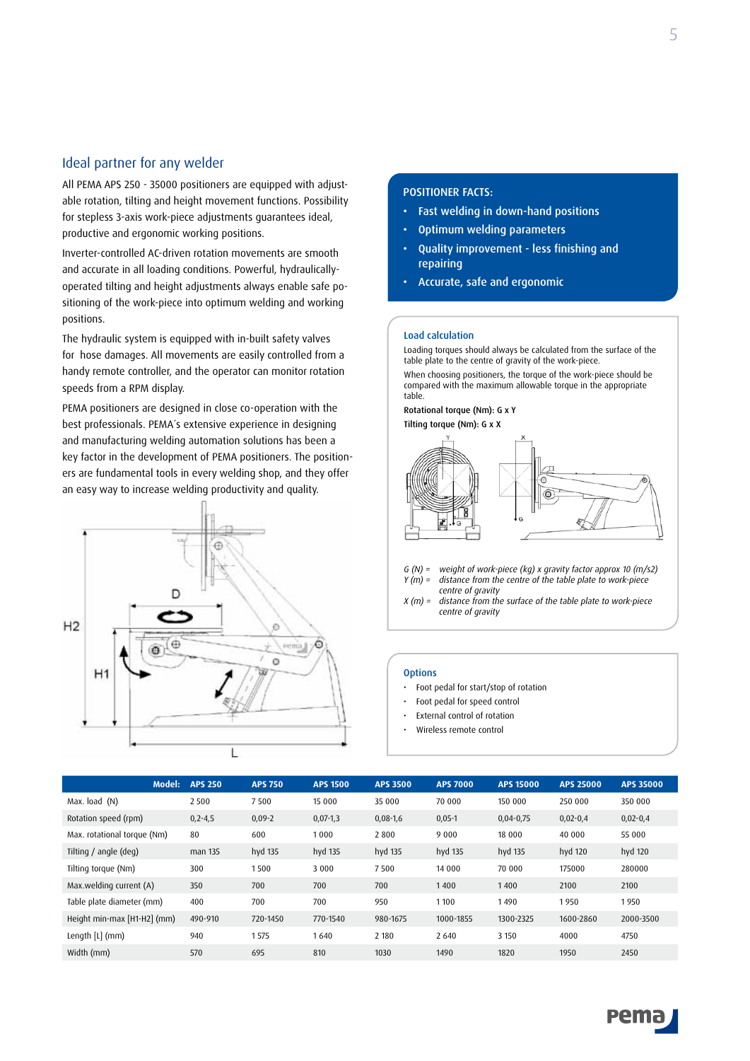## Ideal partner for any welder

All PEMA APS 250 - 35000 positioners are equipped with adjustable rotation, tilting and height movement functions. Possibility for stepless 3-axis work-piece adjustments guarantees ideal, productive and ergonomic working positions.

Inverter-controlled AC-driven rotation movements are smooth and accurate in all loading conditions. Powerful, hydraulically-operated tilting and height adjustments always enable safe positioning of the work-piece into optimum welding and working positions.

The hydraulic system is equipped with in-built safety valves for hose damages. All movements are easily controlled from a handy remote controller, and the operator can monitor rotation speeds from a RPM display.

PEMA positioners are designed in close co-operation with the best professionals. PEMA´s extensive experience in designing and manufacturing welding automation solutions has been a key factor in the development of PEMA positioners. The positioners are fundamental tools in every welding shop, and they offer an easy way to increase welding productivity and quality.

**POSITIONER FACTS:**

- Fast welding in down-hand positions
- Optimum welding parameters
- Quality improvement - less finishing and repairing
- Accurate, safe and ergonomic

### Load calculation

Loading torques should always be calculated from the surface of the table plate to the centre of gravity of the work-piece.

When choosing positioners, the torque of the work-piece should be compared with the maximum allowable torque in the appropriate table.

**Rotational torque (Nm): G x Y**

**Tilting torque (Nm): G x X**

*G (N) = weight of work-piece (kg) x gravity factor approx 10 (m/s2)*
*Y (m) = distance from the centre of the table plate to work-piece centre of gravity*
*X (m) = distance from the surface of the table plate to work-piece centre of gravity*

### Options

- Foot pedal for start/stop of rotation
- Foot pedal for speed control
- External control of rotation
- Wireless remote control

| Model: | APS 250 | APS 750 | APS 1500 | APS 3500 | APS 7000 | APS 15000 | APS 25000 | APS 35000 |
|---|---|---|---|---|---|---|---|---|
| Max. load (N) | 2 500 | 7 500 | 15 000 | 35 000 | 70 000 | 150 000 | 250 000 | 350 000 |
| Rotation speed (rpm) | 0,2-4,5 | 0,09-2 | 0,07-1,3 | 0,08-1,6 | 0,05-1 | 0,04-0,75 | 0,02-0,4 | 0,02-0,4 |
| Max. rotational torque (Nm) | 80 | 600 | 1 000 | 2 800 | 9 000 | 18 000 | 40 000 | 55 000 |
| Tilting / angle (deg) | man 135 | hyd 135 | hyd 135 | hyd 135 | hyd 135 | hyd 135 | hyd 120 | hyd 120 |
| Tilting torque (Nm) | 300 | 1 500 | 3 000 | 7 500 | 14 000 | 70 000 | 175000 | 280000 |
| Max.welding current (A) | 350 | 700 | 700 | 700 | 1 400 | 1 400 | 2100 | 2100 |
| Table plate diameter (mm) | 400 | 700 | 700 | 950 | 1 100 | 1 490 | 1 950 | 1 950 |
| Height min-max [H1-H2] (mm) | 490-910 | 720-1450 | 770-1540 | 980-1675 | 1000-1855 | 1300-2325 | 1600-2860 | 2000-3500 |
| Length [L] (mm) | 940 | 1 575 | 1 640 | 2 180 | 2 640 | 3 150 | 4000 | 4750 |
| Width (mm) | 570 | 695 | 810 | 1030 | 1490 | 1820 | 1950 | 2450 |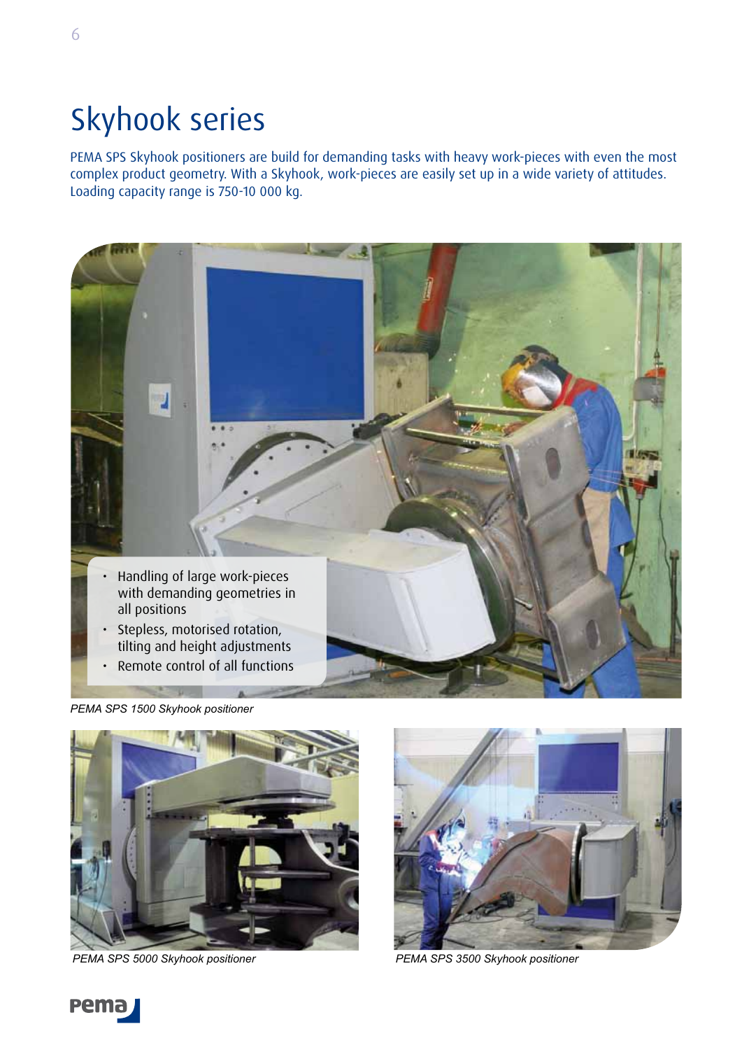# Skyhook series

PEMA SPS Skyhook positioners are build for demanding tasks with heavy work-pieces with even the most complex product geometry. With a Skyhook, work-pieces are easily set up in a wide variety of attitudes. Loading capacity range is 750-10 000 kg.

- Handling of large work-pieces with demanding geometries in all positions
- Stepless, motorised rotation, tilting and height adjustments
- Remote control of all functions

*PEMA SPS 1500 Skyhook positioner*

*PEMA SPS 5000 Skyhook positioner*

*PEMA SPS 3500 Skyhook positioner*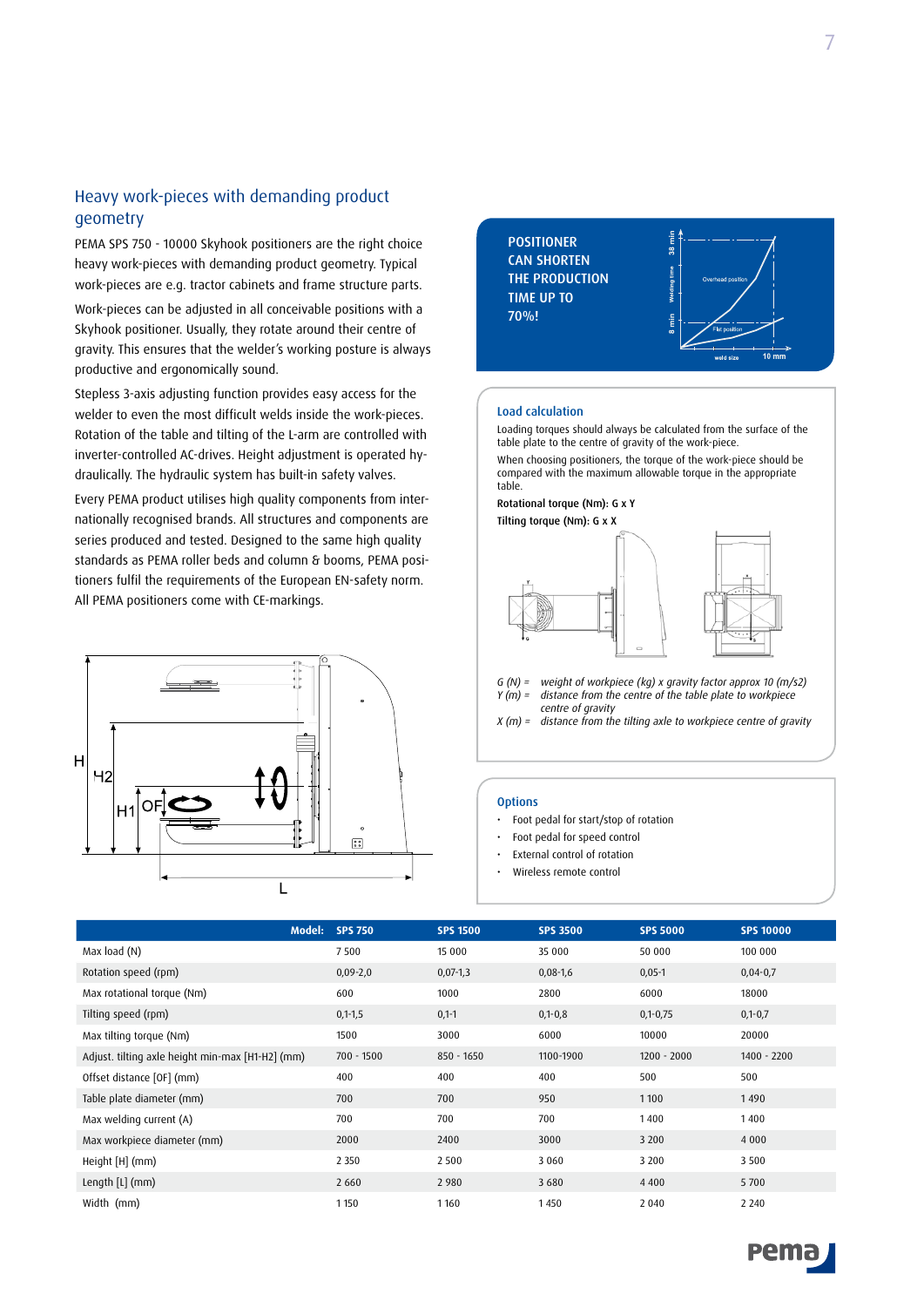## Heavy work-pieces with demanding product geometry

PEMA SPS 750 - 10000 Skyhook positioners are the right choice heavy work-pieces with demanding product geometry. Typical work-pieces are e.g. tractor cabinets and frame structure parts.

Work-pieces can be adjusted in all conceivable positions with a Skyhook positioner. Usually, they rotate around their centre of gravity. This ensures that the welder's working posture is always productive and ergonomically sound.

Stepless 3-axis adjusting function provides easy access for the welder to even the most difficult welds inside the work-pieces. Rotation of the table and tilting of the L-arm are controlled with inverter-controlled AC-drives. Height adjustment is operated hydraulically. The hydraulic system has built-in safety valves.

Every PEMA product utilises high quality components from internationally recognised brands. All structures and components are series produced and tested. Designed to the same high quality standards as PEMA roller beds and column & booms, PEMA positioners fulfil the requirements of the European EN-safety norm. All PEMA positioners come with CE-markings.

**POSITIONER CAN SHORTEN THE PRODUCTION TIME UP TO 70%!**

### Load calculation

Loading torques should always be calculated from the surface of the table plate to the centre of gravity of the work-piece.

When choosing positioners, the torque of the work-piece should be compared with the maximum allowable torque in the appropriate table.

**Rotational torque (Nm): G x Y**

**Tilting torque (Nm): G x X**

*G (N)* = *weight of workpiece (kg) x gravity factor approx 10 (m/s2)*
*Y (m)* = *distance from the centre of the table plate to workpiece centre of gravity*
*X (m)* = *distance from the tilting axle to workpiece centre of gravity*

### Options

- Foot pedal for start/stop of rotation
- Foot pedal for speed control
- External control of rotation
- Wireless remote control

| Model: | SPS 750 | SPS 1500 | SPS 3500 | SPS 5000 | SPS 10000 |
|---|---|---|---|---|---|
| Max load (N) | 7 500 | 15 000 | 35 000 | 50 000 | 100 000 |
| Rotation speed (rpm) | 0,09-2,0 | 0,07-1,3 | 0,08-1,6 | 0,05-1 | 0,04-0,7 |
| Max rotational torque (Nm) | 600 | 1000 | 2800 | 6000 | 18000 |
| Tilting speed (rpm) | 0,1-1,5 | 0,1-1 | 0,1-0,8 | 0,1-0,75 | 0,1-0,7 |
| Max tilting torque (Nm) | 1500 | 3000 | 6000 | 10000 | 20000 |
| Adjust. tilting axle height min-max [H1-H2] (mm) | 700 - 1500 | 850 - 1650 | 1100-1900 | 1200 - 2000 | 1400 - 2200 |
| Offset distance [OF] (mm) | 400 | 400 | 400 | 500 | 500 |
| Table plate diameter (mm) | 700 | 700 | 950 | 1 100 | 1 490 |
| Max welding current (A) | 700 | 700 | 700 | 1 400 | 1 400 |
| Max workpiece diameter (mm) | 2000 | 2400 | 3000 | 3 200 | 4 000 |
| Height [H] (mm) | 2 350 | 2 500 | 3 060 | 3 200 | 3 500 |
| Length [L] (mm) | 2 660 | 2 980 | 3 680 | 4 400 | 5 700 |
| Width (mm) | 1 150 | 1 160 | 1 450 | 2 040 | 2 240 |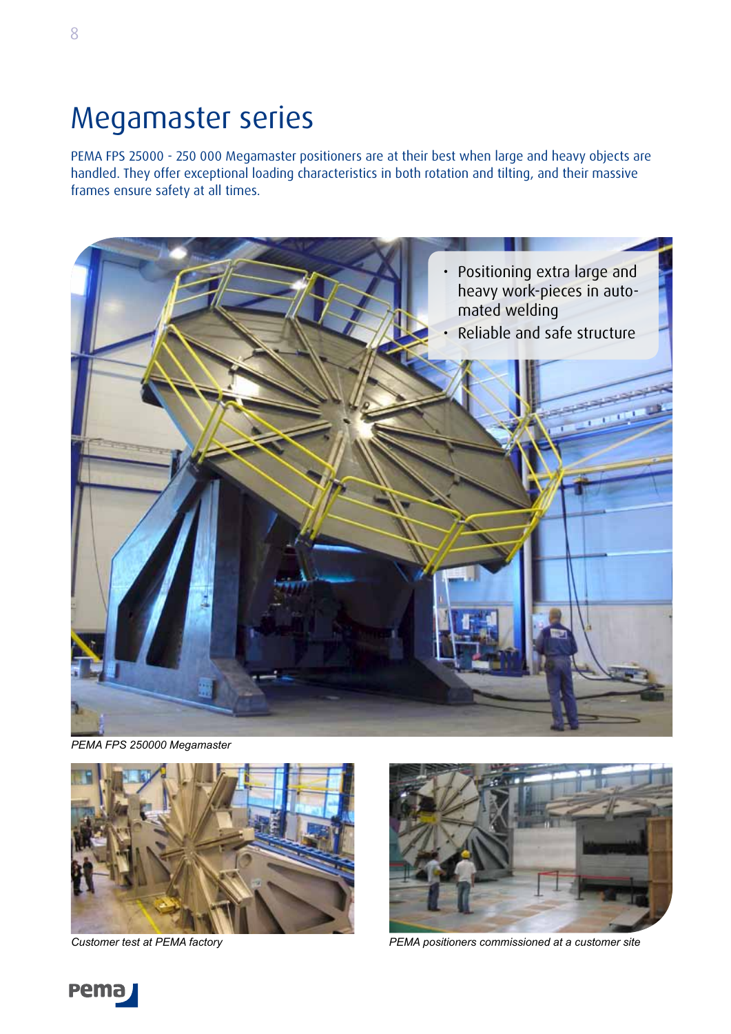# Megamaster series

PEMA FPS 25000 - 250 000 Megamaster positioners are at their best when large and heavy objects are handled. They offer exceptional loading characteristics in both rotation and tilting, and their massive frames ensure safety at all times.

- Positioning extra large and heavy work-pieces in automated welding
- Reliable and safe structure

*PEMA FPS 250000 Megamaster*

*Customer test at PEMA factory*

*PEMA positioners commissioned at a customer site*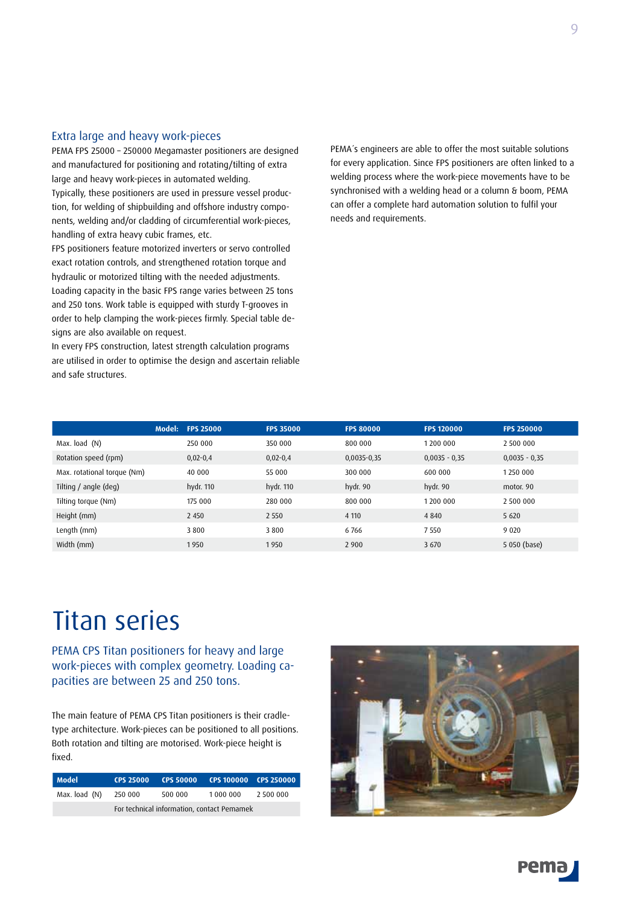## Extra large and heavy work-pieces

PEMA FPS 25000 – 250000 Megamaster positioners are designed and manufactured for positioning and rotating/tilting of extra large and heavy work-pieces in automated welding.
Typically, these positioners are used in pressure vessel production, for welding of shipbuilding and offshore industry components, welding and/or cladding of circumferential work-pieces, handling of extra heavy cubic frames, etc.
FPS positioners feature motorized inverters or servo controlled exact rotation controls, and strengthened rotation torque and hydraulic or motorized tilting with the needed adjustments.
Loading capacity in the basic FPS range varies between 25 tons and 250 tons. Work table is equipped with sturdy T-grooves in order to help clamping the work-pieces firmly. Special table designs are also available on request.
In every FPS construction, latest strength calculation programs are utilised in order to optimise the design and ascertain reliable and safe structures.

PEMA´s engineers are able to offer the most suitable solutions for every application. Since FPS positioners are often linked to a welding process where the work-piece movements have to be synchronised with a welding head or a column & boom, PEMA can offer a complete hard automation solution to fulfil your needs and requirements.

| Model: | FPS 25000 | FPS 35000 | FPS 80000 | FPS 120000 | FPS 250000 |
|---|---|---|---|---|---|
| Max. load (N) | 250 000 | 350 000 | 800 000 | 1 200 000 | 2 500 000 |
| Rotation speed (rpm) | 0,02-0,4 | 0,02-0,4 | 0,0035-0,35 | 0,0035 - 0,35 | 0,0035 - 0,35 |
| Max. rotational torque (Nm) | 40 000 | 55 000 | 300 000 | 600 000 | 1 250 000 |
| Tilting / angle (deg) | hydr. 110 | hydr. 110 | hydr. 90 | hydr. 90 | motor. 90 |
| Tilting torque (Nm) | 175 000 | 280 000 | 800 000 | 1 200 000 | 2 500 000 |
| Height (mm) | 2 450 | 2 550 | 4 110 | 4 840 | 5 620 |
| Length (mm) | 3 800 | 3 800 | 6 766 | 7 550 | 9 020 |
| Width (mm) | 1 950 | 1 950 | 2 900 | 3 670 | 5 050 (base) |

# Titan series

## PEMA CPS Titan positioners for heavy and large work-pieces with complex geometry. Loading capacities are between 25 and 250 tons.

The main feature of PEMA CPS Titan positioners is their cradle-type architecture. Work-pieces can be positioned to all positions. Both rotation and tilting are motorised. Work-piece height is fixed.

| Model | CPS 25000 | CPS 50000 | CPS 100000 | CPS 250000 |
|---|---|---|---|---|
| Max. load (N) | 250 000 | 500 000 | 1 000 000 | 2 500 000 |
| | For technical information, contact Pemamek | | | |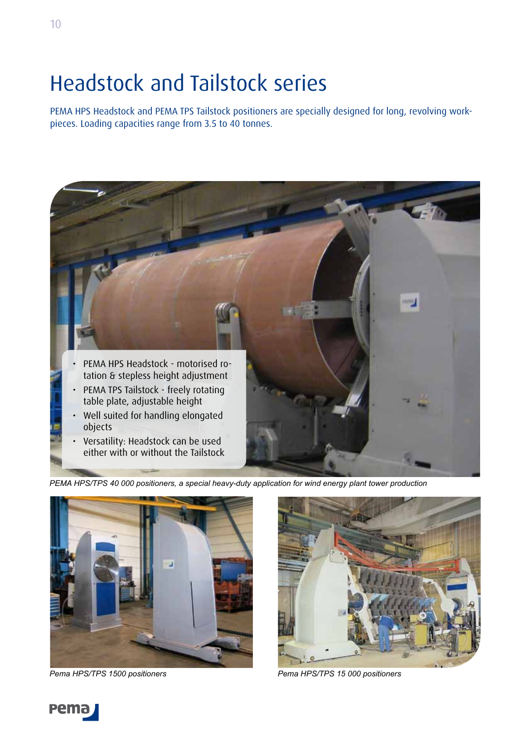# Headstock and Tailstock series

PEMA HPS Headstock and PEMA TPS Tailstock positioners are specially designed for long, revolving work-pieces. Loading capacities range from 3.5 to 40 tonnes.

- PEMA HPS Headstock - motorised rotation & stepless height adjustment
- PEMA TPS Tailstock - freely rotating table plate, adjustable height
- Well suited for handling elongated objects
- Versatility: Headstock can be used either with or without the Tailstock

*PEMA HPS/TPS 40 000 positioners, a special heavy-duty application for wind energy plant tower production*

*Pema HPS/TPS 1500 positioners*

*Pema HPS/TPS 15 000 positioners*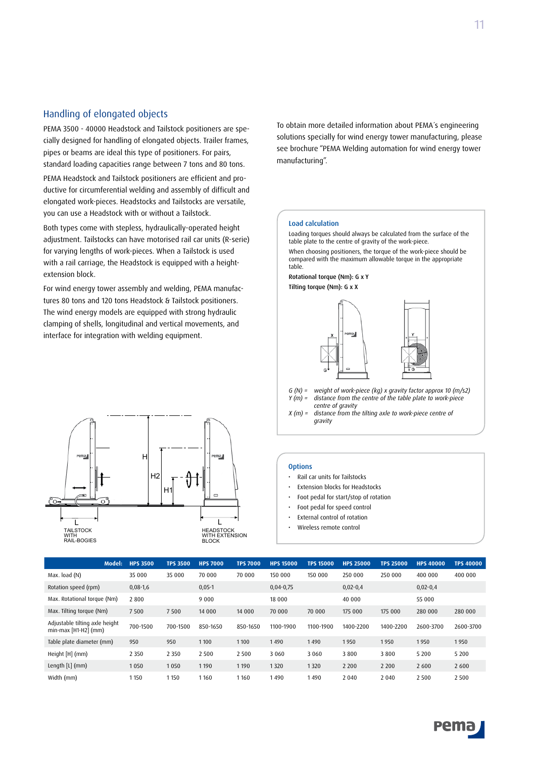## Handling of elongated objects

PEMA 3500 - 40000 Headstock and Tailstock positioners are specially designed for handling of elongated objects. Trailer frames, pipes or beams are ideal this type of positioners. For pairs, standard loading capacities range between 7 tons and 80 tons.

PEMA Headstock and Tailstock positioners are efficient and productive for circumferential welding and assembly of difficult and elongated work-pieces. Headstocks and Tailstocks are versatile, you can use a Headstock with or without a Tailstock.

Both types come with stepless, hydraulically-operated height adjustment. Tailstocks can have motorised rail car units (R-serie) for varying lengths of work-pieces. When a Tailstock is used with a rail carriage, the Headstock is equipped with a height-extension block.

For wind energy tower assembly and welding, PEMA manufactures 80 tons and 120 tons Headstock & Tailstock positioners. The wind energy models are equipped with strong hydraulic clamping of shells, longitudinal and vertical movements, and interface for integration with welding equipment.

TAILSTOCK WITH RAIL-BOGIES

HEADSTOCK WITH EXTENSION BLOCK

To obtain more detailed information about PEMA´s engineering solutions specially for wind energy tower manufacturing, please see brochure "PEMA Welding automation for wind energy tower manufacturing".

### Load calculation

Loading torques should always be calculated from the surface of the table plate to the centre of gravity of the work-piece.

When choosing positioners, the torque of the work-piece should be compared with the maximum allowable torque in the appropriate table.

**Rotational torque (Nm): G x Y**

**Tilting torque (Nm): G x X**

*G (N) = weight of work-piece (kg) x gravity factor approx 10 (m/s2)*
*Y (m) = distance from the centre of the table plate to work-piece centre of gravity*
*X (m) = distance from the tilting axle to work-piece centre of gravity*

### Options

- Rail car units for Tailstocks
- Extension blocks for Headstocks
- Foot pedal for start/stop of rotation
- Foot pedal for speed control
- External control of rotation
- Wireless remote control

| Model: | HPS 3500 | TPS 3500 | HPS 7000 | TPS 7000 | HPS 15000 | TPS 15000 | HPS 25000 | TPS 25000 | HPS 40000 | TPS 40000 |
|---|---|---|---|---|---|---|---|---|---|---|
| Max. load (N) | 35 000 | 35 000 | 70 000 | 70 000 | 150 000 | 150 000 | 250 000 | 250 000 | 400 000 | 400 000 |
| Rotation speed (rpm) | 0,08-1,6 | | 0,05-1 | | 0,04-0,75 | | 0,02-0,4 | | 0,02-0,4 | |
| Max. Rotational torque (Nm) | 2 800 | | 9 000 | | 18 000 | | 40 000 | | 55 000 | |
| Max. Tilting torque (Nm) | 7 500 | 7 500 | 14 000 | 14 000 | 70 000 | 70 000 | 175 000 | 175 000 | 280 000 | 280 000 |
| Adjustable tilting axle height min-max [H1-H2] (mm) | 700-1500 | 700-1500 | 850-1650 | 850-1650 | 1100-1900 | 1100-1900 | 1400-2200 | 1400-2200 | 2600-3700 | 2600-3700 |
| Table plate diameter (mm) | 950 | 950 | 1 100 | 1 100 | 1 490 | 1 490 | 1 950 | 1 950 | 1 950 | 1 950 |
| Height [H] (mm) | 2 350 | 2 350 | 2 500 | 2 500 | 3 060 | 3 060 | 3 800 | 3 800 | 5 200 | 5 200 |
| Length [L] (mm) | 1 050 | 1 050 | 1 190 | 1 190 | 1 320 | 1 320 | 2 200 | 2 200 | 2 600 | 2 600 |
| Width (mm) | 1 150 | 1 150 | 1 160 | 1 160 | 1 490 | 1 490 | 2 040 | 2 040 | 2 500 | 2 500 |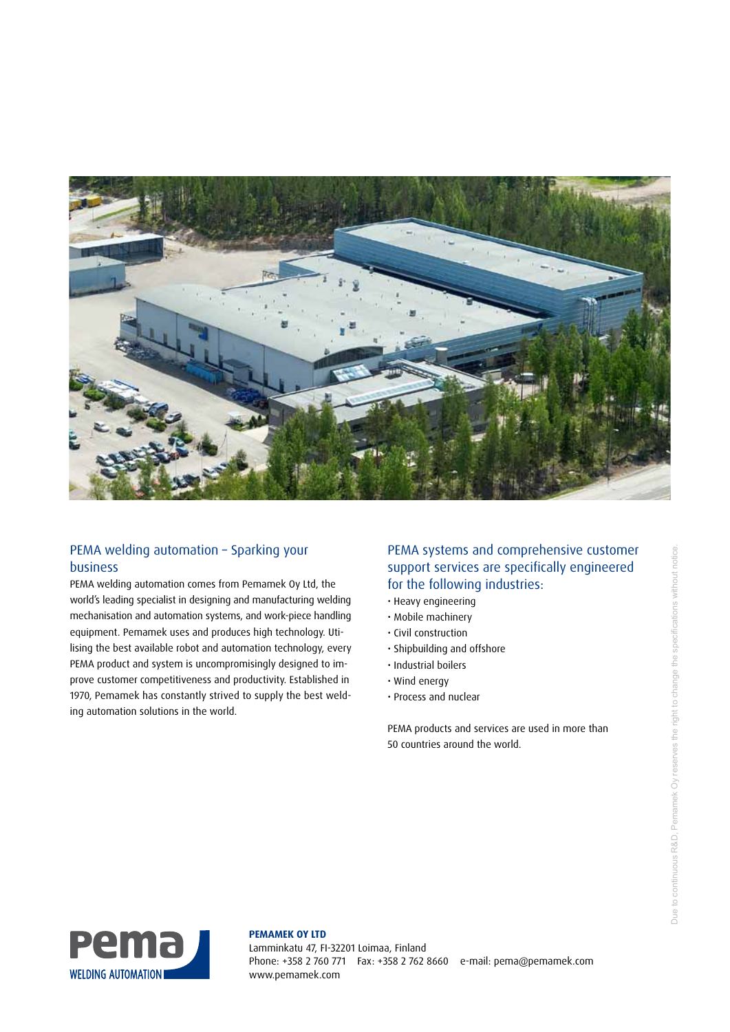## PEMA welding automation – Sparking your business

PEMA welding automation comes from Pemamek Oy Ltd, the world's leading specialist in designing and manufacturing welding mechanisation and automation systems, and work-piece handling equipment. Pemamek uses and produces high technology. Utilising the best available robot and automation technology, every PEMA product and system is uncompromisingly designed to improve customer competitiveness and productivity. Established in 1970, Pemamek has constantly strived to supply the best welding automation solutions in the world.

## PEMA systems and comprehensive customer support services are specifically engineered for the following industries:

- Heavy engineering
- Mobile machinery
- Civil construction
- Shipbuilding and offshore
- Industrial boilers
- Wind energy
- Process and nuclear

PEMA products and services are used in more than 50 countries around the world.

Due to continuous R&D, Pemamek Oy reserves the right to change the specifications without notice.

pema WELDING AUTOMATION

**PEMAMEK OY LTD**
Lamminkatu 47, FI-32201 Loimaa, Finland
Phone: +358 2 760 771 Fax: +358 2 762 8660 e-mail: pema@pemamek.com
www.pemamek.com